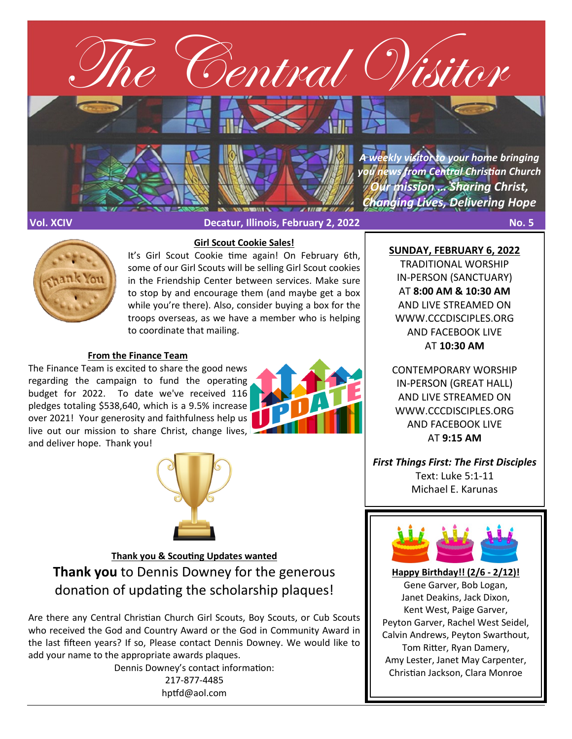# The Central Visitor

*A weekly visitor to your home bringing you news from Central Christian Church*

***Our mission ... Sharing Christ, Changing Lives, Delivering Hope***

**Vol. XCIV** **Decatur, Illinois, February 2, 2022** **No. 5**

### Girl Scout Cookie Sales!

It's Girl Scout Cookie time again! On February 6th, some of our Girl Scouts will be selling Girl Scout cookies in the Friendship Center between services. Make sure to stop by and encourage them (and maybe get a box while you're there). Also, consider buying a box for the troops overseas, as we have a member who is helping to coordinate that mailing.

### From the Finance Team

The Finance Team is excited to share the good news regarding the campaign to fund the operating budget for 2022. To date we've received 116 pledges totaling $538,640, which is a 9.5% increase over 2021! Your generosity and faithfulness help us live out our mission to share Christ, change lives, and deliver hope. Thank you!

### Thank you & Scouting Updates wanted

**Thank you** to Dennis Downey for the generous donation of updating the scholarship plaques!

Are there any Central Christian Church Girl Scouts, Boy Scouts, or Cub Scouts who received the God and Country Award or the God in Community Award in the last fifteen years? If so, Please contact Dennis Downey. We would like to add your name to the appropriate awards plaques.

Dennis Downey's contact information:
217-877-4485
hptfd@aol.com

---

### SUNDAY, FEBRUARY 6, 2022

TRADITIONAL WORSHIP
IN-PERSON (SANCTUARY)
AT **8:00 AM & 10:30 AM**
AND LIVE STREAMED ON
WWW.CCCDISCIPLES.ORG
AND FACEBOOK LIVE
AT **10:30 AM**

CONTEMPORARY WORSHIP
IN-PERSON (GREAT HALL)
AND LIVE STREAMED ON
WWW.CCCDISCIPLES.ORG
AND FACEBOOK LIVE
AT **9:15 AM**

***First Things First: The First Disciples***
Text: Luke 5:1-11
Michael E. Karunas

### Happy Birthday!! (2/6 - 2/12)!

Gene Garver, Bob Logan,
Janet Deakins, Jack Dixon,
Kent West, Paige Garver,
Peyton Garver, Rachel West Seidel,
Calvin Andrews, Peyton Swarthout,
Tom Ritter, Ryan Damery,
Amy Lester, Janet May Carpenter,
Christian Jackson, Clara Monroe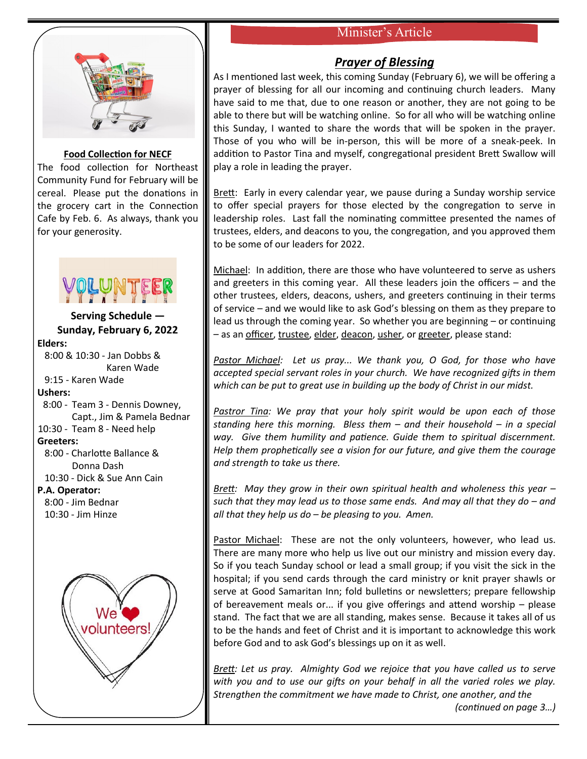### Food Collection for NECF

The food collection for Northeast Community Fund for February will be cereal. Please put the donations in the grocery cart in the Connection Cafe by Feb. 6. As always, thank you for your generosity.

### Serving Schedule — Sunday, February 6, 2022

**Elders:**
8:00 & 10:30 - Jan Dobbs & Karen Wade
9:15 - Karen Wade

**Ushers:**
8:00 - Team 3 - Dennis Downey, Capt., Jim & Pamela Bednar
10:30 - Team 8 - Need help

**Greeters:**
8:00 - Charlotte Ballance & Donna Dash
10:30 - Dick & Sue Ann Cain

**P.A. Operator:**
8:00 - Jim Bednar
10:30 - Jim Hinze

## Minister's Article

### *Prayer of Blessing*

As I mentioned last week, this coming Sunday (February 6), we will be offering a prayer of blessing for all our incoming and continuing church leaders. Many have said to me that, due to one reason or another, they are not going to be able to there but will be watching online. So for all who will be watching online this Sunday, I wanted to share the words that will be spoken in the prayer. Those of you who will be in-person, this will be more of a sneak-peek. In addition to Pastor Tina and myself, congregational president Brett Swallow will play a role in leading the prayer.

Brett: Early in every calendar year, we pause during a Sunday worship service to offer special prayers for those elected by the congregation to serve in leadership roles. Last fall the nominating committee presented the names of trustees, elders, and deacons to you, the congregation, and you approved them to be some of our leaders for 2022.

Michael: In addition, there are those who have volunteered to serve as ushers and greeters in this coming year. All these leaders join the officers – and the other trustees, elders, deacons, ushers, and greeters continuing in their terms of service – and we would like to ask God's blessing on them as they prepare to lead us through the coming year. So whether you are beginning – or continuing – as an officer, trustee, elder, deacon, usher, or greeter, please stand:

*Pastor Michael: Let us pray... We thank you, O God, for those who have accepted special servant roles in your church. We have recognized gifts in them which can be put to great use in building up the body of Christ in our midst.*

*Pastror Tina: We pray that your holy spirit would be upon each of those standing here this morning. Bless them – and their household – in a special way. Give them humility and patience. Guide them to spiritual discernment. Help them prophetically see a vision for our future, and give them the courage and strength to take us there.*

*Brett: May they grow in their own spiritual health and wholeness this year – such that they may lead us to those same ends. And may all that they do – and all that they help us do – be pleasing to you. Amen.*

Pastor Michael: These are not the only volunteers, however, who lead us. There are many more who help us live out our ministry and mission every day. So if you teach Sunday school or lead a small group; if you visit the sick in the hospital; if you send cards through the card ministry or knit prayer shawls or serve at Good Samaritan Inn; fold bulletins or newsletters; prepare fellowship of bereavement meals or... if you give offerings and attend worship – please stand. The fact that we are all standing, makes sense. Because it takes all of us to be the hands and feet of Christ and it is important to acknowledge this work before God and to ask God's blessings up on it as well.

*Brett: Let us pray. Almighty God we rejoice that you have called us to serve with you and to use our gifts on your behalf in all the varied roles we play. Strengthen the commitment we have made to Christ, one another, and the*

*(continued on page 3…)*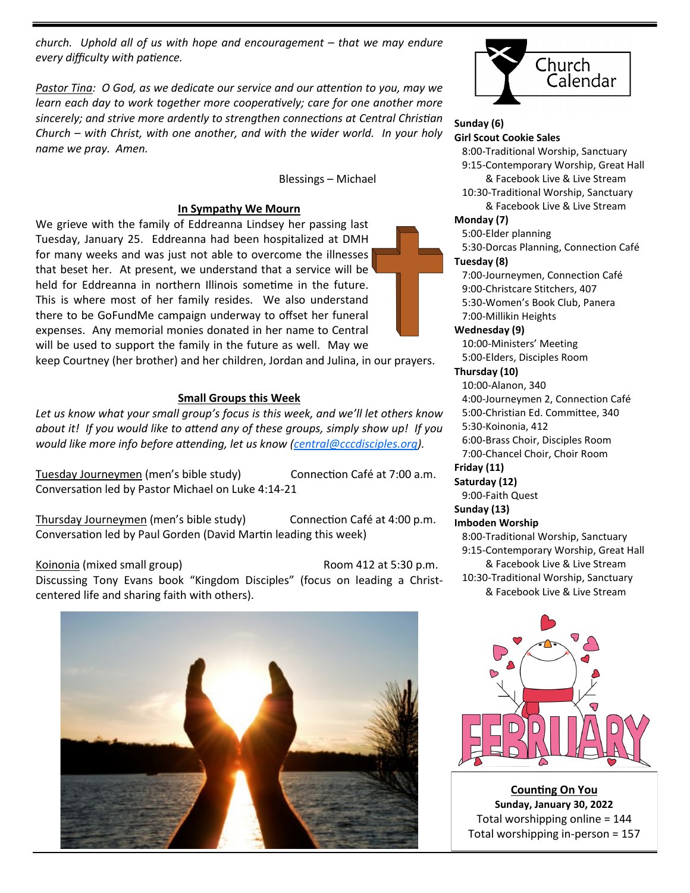*church. Uphold all of us with hope and encouragement – that we may endure every difficulty with patience.*

*Pastor Tina: O God, as we dedicate our service and our attention to you, may we learn each day to work together more cooperatively; care for one another more sincerely; and strive more ardently to strengthen connections at Central Christian Church – with Christ, with one another, and with the wider world. In your holy name we pray. Amen.*

Blessings – Michael

## In Sympathy We Mourn

We grieve with the family of Eddreanna Lindsey her passing last Tuesday, January 25. Eddreanna had been hospitalized at DMH for many weeks and was just not able to overcome the illnesses that beset her. At present, we understand that a service will be held for Eddreanna in northern Illinois sometime in the future. This is where most of her family resides. We also understand there to be GoFundMe campaign underway to offset her funeral expenses. Any memorial monies donated in her name to Central will be used to support the family in the future as well. May we keep Courtney (her brother) and her children, Jordan and Julina, in our prayers.

## Small Groups this Week

*Let us know what your small group's focus is this week, and we'll let others know about it! If you would like to attend any of these groups, simply show up! If you would like more info before attending, let us know (central@cccdisciples.org).*

Tuesday Journeymen (men's bible study) — Connection Café at 7:00 a.m.
Conversation led by Pastor Michael on Luke 4:14-21

Thursday Journeymen (men's bible study) — Connection Café at 4:00 p.m.
Conversation led by Paul Gorden (David Martin leading this week)

Koinonia (mixed small group) — Room 412 at 5:30 p.m.
Discussing Tony Evans book "Kingdom Disciples" (focus on leading a Christ-centered life and sharing faith with others).

## Church Calendar

**Sunday (6)**
**Girl Scout Cookie Sales**
- 8:00-Traditional Worship, Sanctuary
- 9:15-Contemporary Worship, Great Hall & Facebook Live & Live Stream
- 10:30-Traditional Worship, Sanctuary & Facebook Live & Live Stream

**Monday (7)**
- 5:00-Elder planning
- 5:30-Dorcas Planning, Connection Café

**Tuesday (8)**
- 7:00-Journeymen, Connection Café
- 9:00-Christcare Stitchers, 407
- 5:30-Women's Book Club, Panera
- 7:00-Millikin Heights

**Wednesday (9)**
- 10:00-Ministers' Meeting
- 5:00-Elders, Disciples Room

**Thursday (10)**
- 10:00-Alanon, 340
- 4:00-Journeymen 2, Connection Café
- 5:00-Christian Ed. Committee, 340
- 5:30-Koinonia, 412
- 6:00-Brass Choir, Disciples Room
- 7:00-Chancel Choir, Choir Room

**Friday (11)**

**Saturday (12)**
- 9:00-Faith Quest

**Sunday (13)**
**Imboden Worship**
- 8:00-Traditional Worship, Sanctuary
- 9:15-Contemporary Worship, Great Hall & Facebook Live & Live Stream
- 10:30-Traditional Worship, Sanctuary & Facebook Live & Live Stream

## Counting On You

**Sunday, January 30, 2022**
Total worshipping online = 144
Total worshipping in-person = 157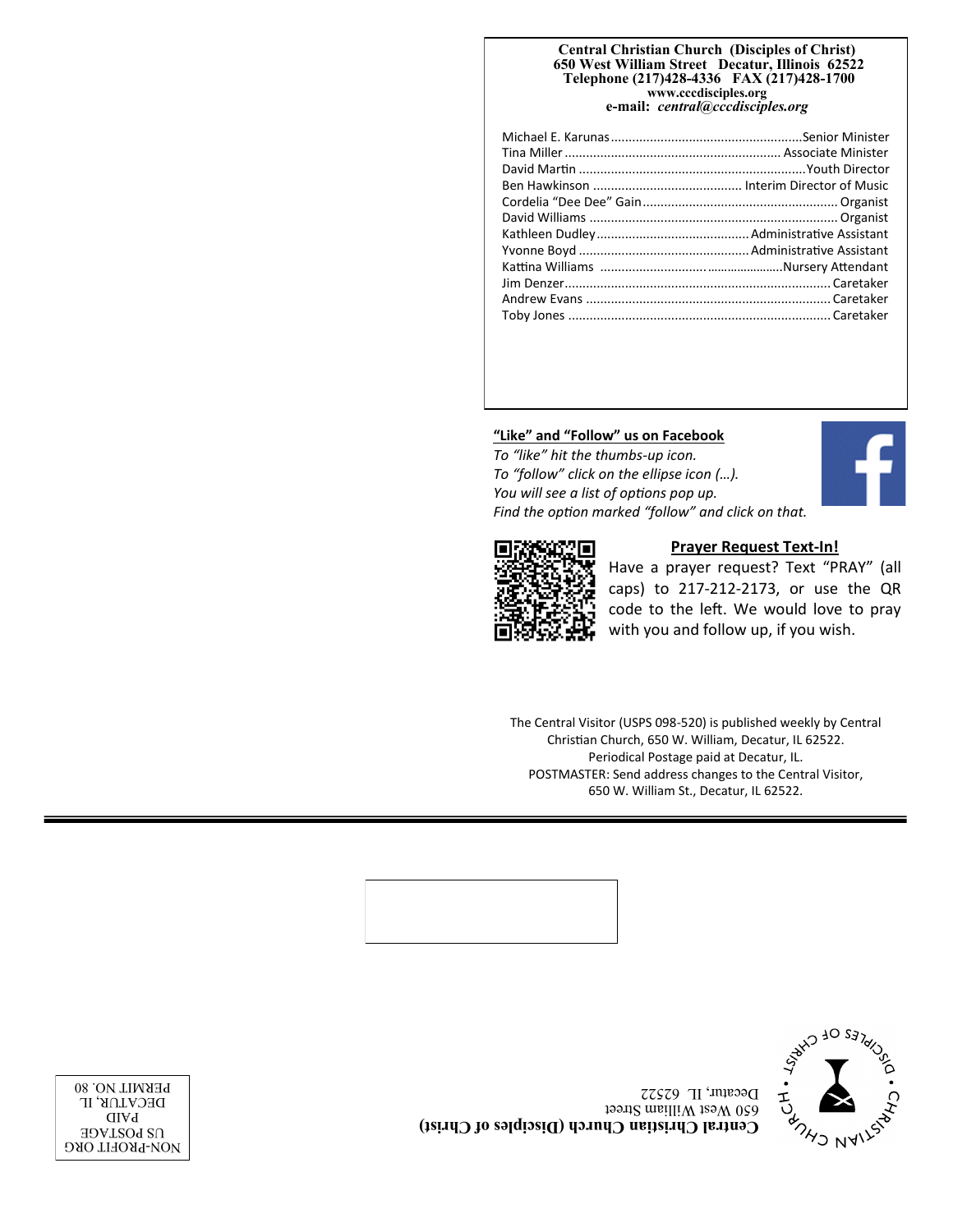**Central Christian Church (Disciples of Christ)**
**650 West William Street Decatur, Illinois 62522**
**Telephone (217)428-4336 FAX (217)428-1700**
**www.cccdisciples.org**
**e-mail:** ***central@cccdisciples.org***

| | |
|---|---|
| Michael E. Karunas | Senior Minister |
| Tina Miller | Associate Minister |
| David Martin | Youth Director |
| Ben Hawkinson | Interim Director of Music |
| Cordelia "Dee Dee" Gain | Organist |
| David Williams | Organist |
| Kathleen Dudley | Administrative Assistant |
| Yvonne Boyd | Administrative Assistant |
| Kattina Williams | Nursery Attendant |
| Jim Denzer | Caretaker |
| Andrew Evans | Caretaker |
| Toby Jones | Caretaker |

**"Like" and "Follow" us on Facebook**

*To "like" hit the thumbs-up icon.*
*To "follow" click on the ellipse icon (…).*
*You will see a list of options pop up.*
*Find the option marked "follow" and click on that.*

**Prayer Request Text-In!**

Have a prayer request? Text "PRAY" (all caps) to 217-212-2173, or use the QR code to the left. We would love to pray with you and follow up, if you wish.

The Central Visitor (USPS 098-520) is published weekly by Central Christian Church, 650 W. William, Decatur, IL 62522.
Periodical Postage paid at Decatur, IL.
POSTMASTER: Send address changes to the Central Visitor, 650 W. William St., Decatur, IL 62522.

**Central Christian Church (Disciples of Christ)**
650 West William Street
Decatur, IL 62522

CHRISTIAN CHURCH • DISCIPLES OF CHRIST •

NON-PROFIT ORG
US POSTAGE
PAID
DECATUR, IL
PERMIT NO. 80